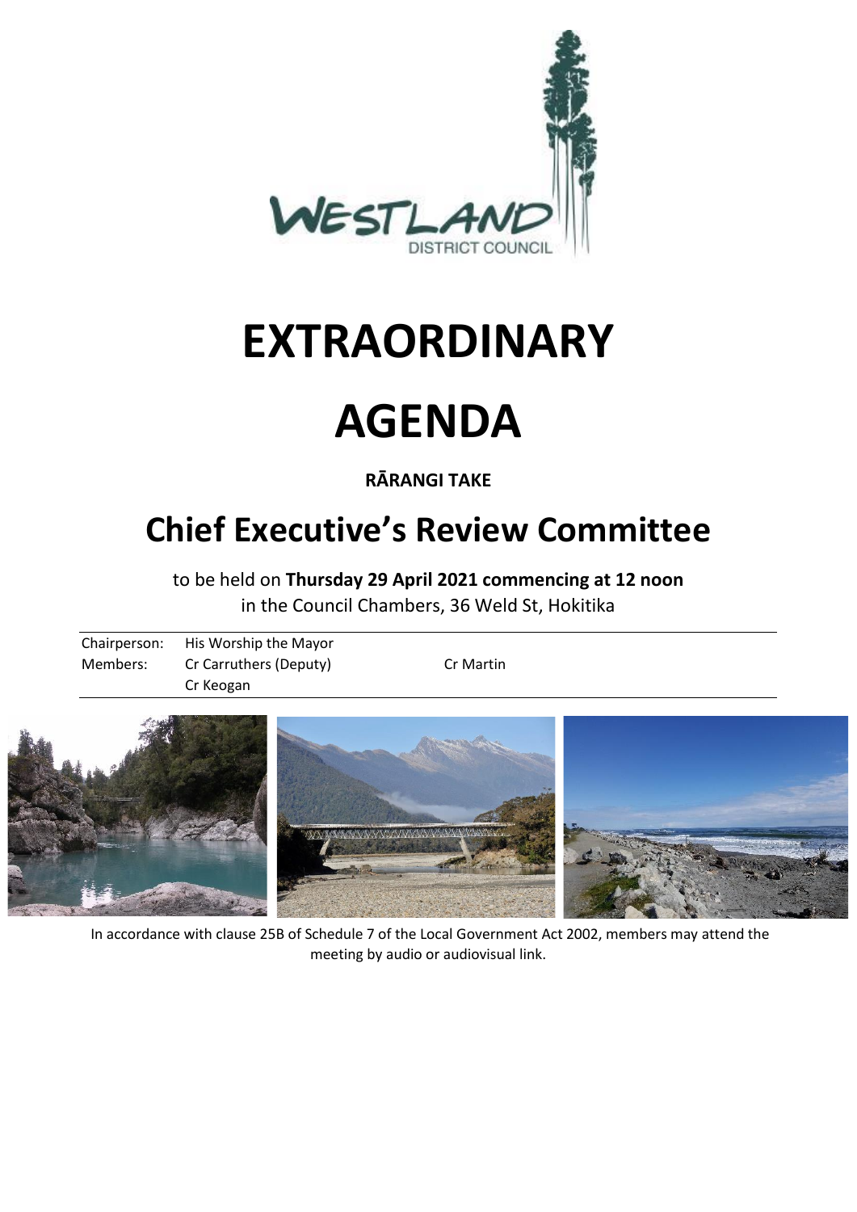# EXTRAORDINARY

# AGENDA

**RĀRANGI TAKE**

## Chief Executive's Review Committee

to be held on **Thursday 29 April 2021 commencing at 12 noon**
in the Council Chambers, 36 Weld St, Hokitika

| | | |
|---|---|---|
| Chairperson: | His Worship the Mayor | |
| Members: | Cr Carruthers (Deputy) | Cr Martin |
| | Cr Keogan | |

In accordance with clause 25B of Schedule 7 of the Local Government Act 2002, members may attend the meeting by audio or audiovisual link.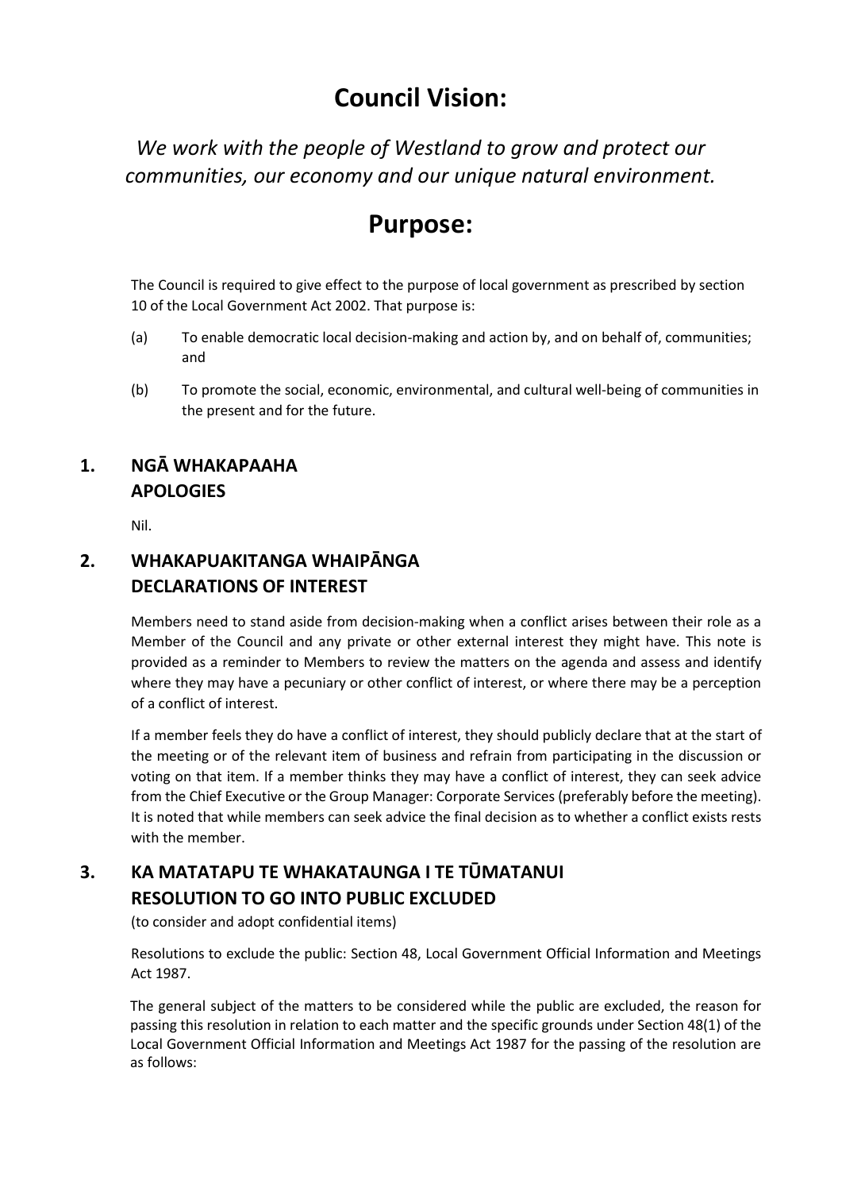# Council Vision:

*We work with the people of Westland to grow and protect our communities, our economy and our unique natural environment.*

# Purpose:

The Council is required to give effect to the purpose of local government as prescribed by section 10 of the Local Government Act 2002. That purpose is:

(a) To enable democratic local decision-making and action by, and on behalf of, communities; and

(b) To promote the social, economic, environmental, and cultural well-being of communities in the present and for the future.

## 1. NGĀ WHAKAPAAHA APOLOGIES

Nil.

## 2. WHAKAPUAKITANGA WHAIPĀNGA DECLARATIONS OF INTEREST

Members need to stand aside from decision-making when a conflict arises between their role as a Member of the Council and any private or other external interest they might have. This note is provided as a reminder to Members to review the matters on the agenda and assess and identify where they may have a pecuniary or other conflict of interest, or where there may be a perception of a conflict of interest.

If a member feels they do have a conflict of interest, they should publicly declare that at the start of the meeting or of the relevant item of business and refrain from participating in the discussion or voting on that item. If a member thinks they may have a conflict of interest, they can seek advice from the Chief Executive or the Group Manager: Corporate Services (preferably before the meeting). It is noted that while members can seek advice the final decision as to whether a conflict exists rests with the member.

## 3. KA MATATAPU TE WHAKATAUNGA I TE TŪMATANUI RESOLUTION TO GO INTO PUBLIC EXCLUDED

(to consider and adopt confidential items)

Resolutions to exclude the public: Section 48, Local Government Official Information and Meetings Act 1987.

The general subject of the matters to be considered while the public are excluded, the reason for passing this resolution in relation to each matter and the specific grounds under Section 48(1) of the Local Government Official Information and Meetings Act 1987 for the passing of the resolution are as follows: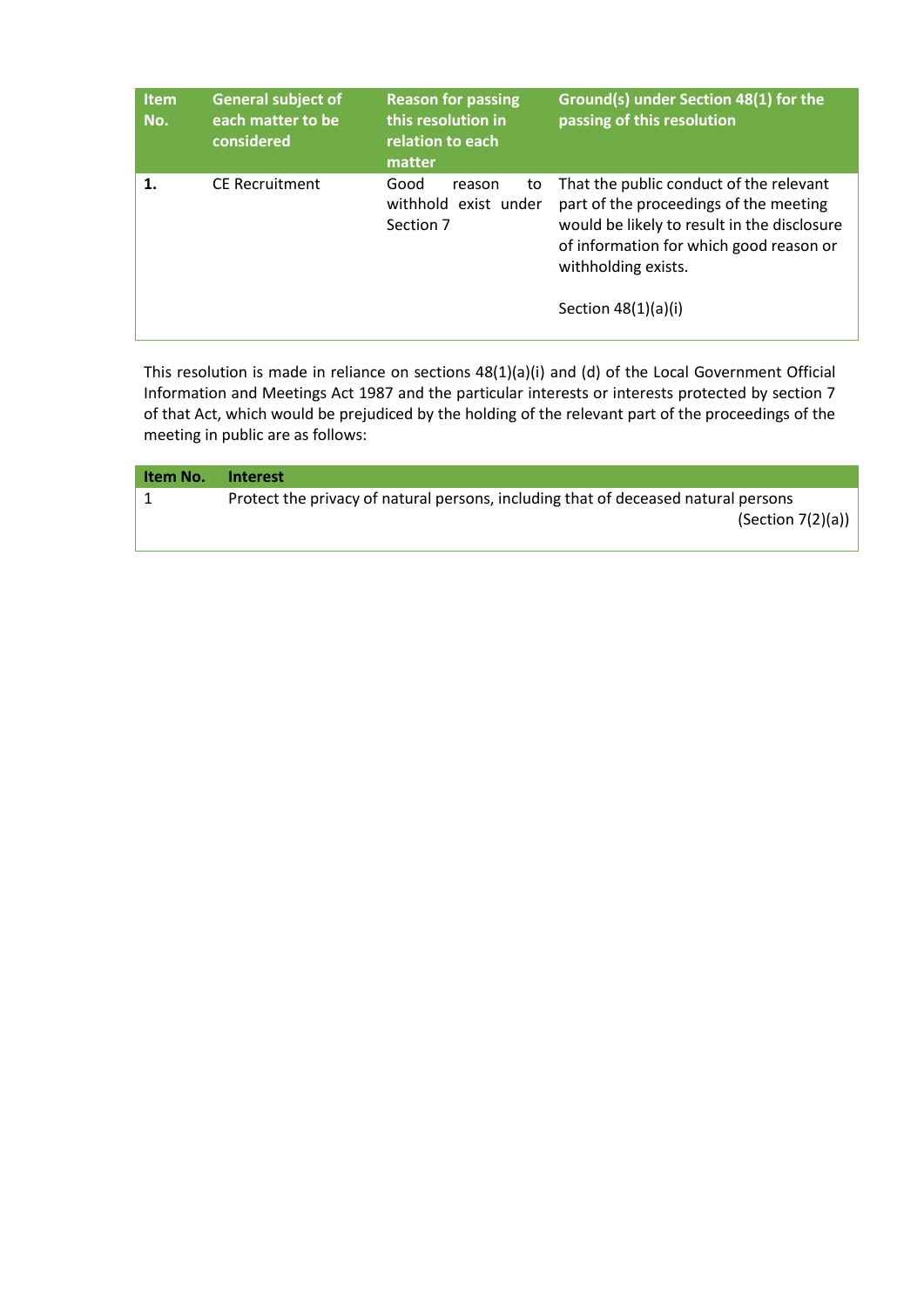| Item No. | General subject of each matter to be considered | Reason for passing this resolution in relation to each matter | Ground(s) under Section 48(1) for the passing of this resolution |
| --- | --- | --- | --- |
| **1.** | CE Recruitment | Good reason to withhold exist under Section 7 | That the public conduct of the relevant part of the proceedings of the meeting would be likely to result in the disclosure of information for which good reason or withholding exists.<br><br>Section 48(1)(a)(i) |

This resolution is made in reliance on sections 48(1)(a)(i) and (d) of the Local Government Official Information and Meetings Act 1987 and the particular interests or interests protected by section 7 of that Act, which would be prejudiced by the holding of the relevant part of the proceedings of the meeting in public are as follows:

| Item No. | Interest |
| --- | --- |
| 1 | Protect the privacy of natural persons, including that of deceased natural persons (Section 7(2)(a)) |